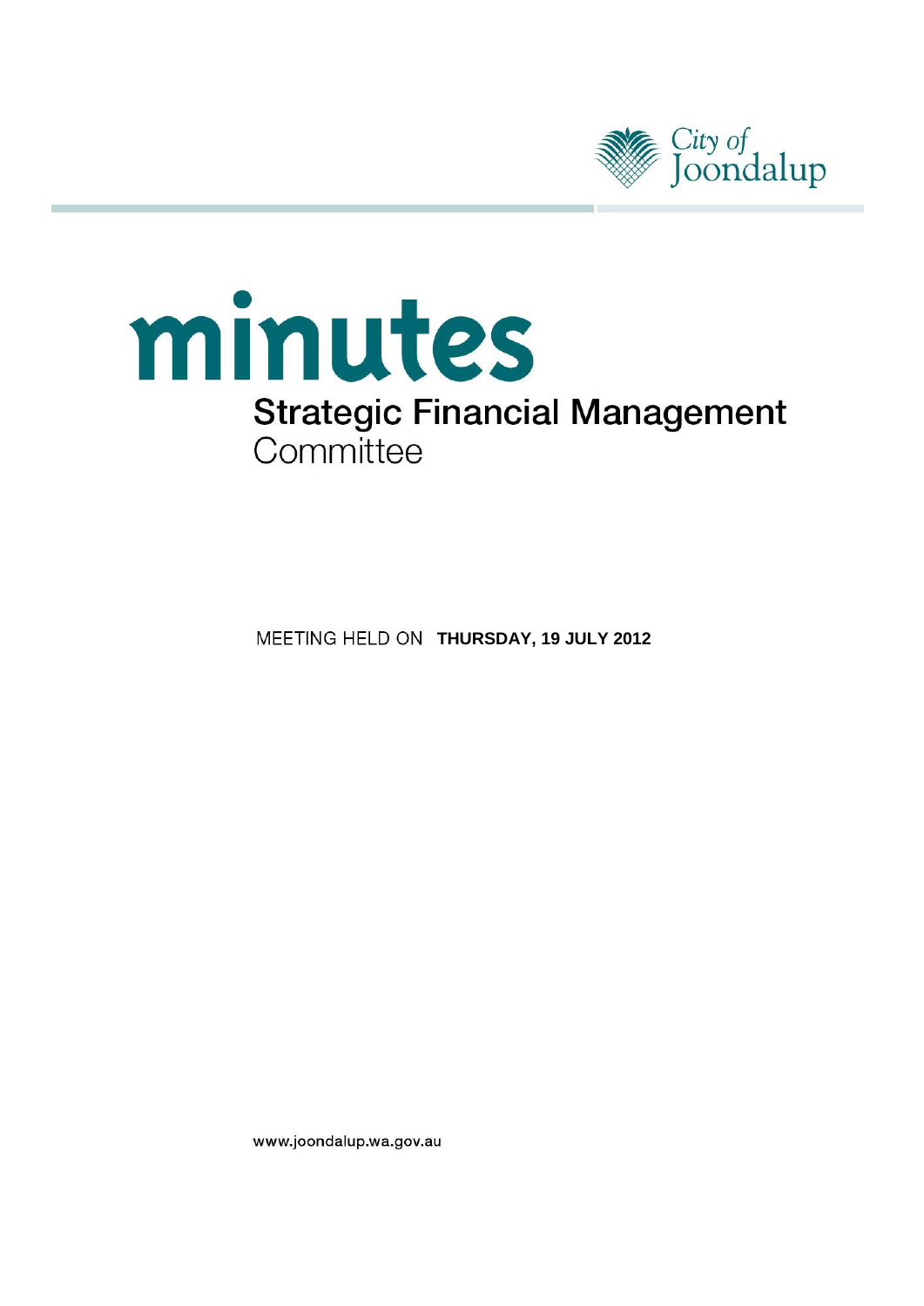City of Joondalup

# minutes

## Strategic Financial Management Committee

MEETING HELD ON **THURSDAY, 19 JULY 2012**

www.joondalup.wa.gov.au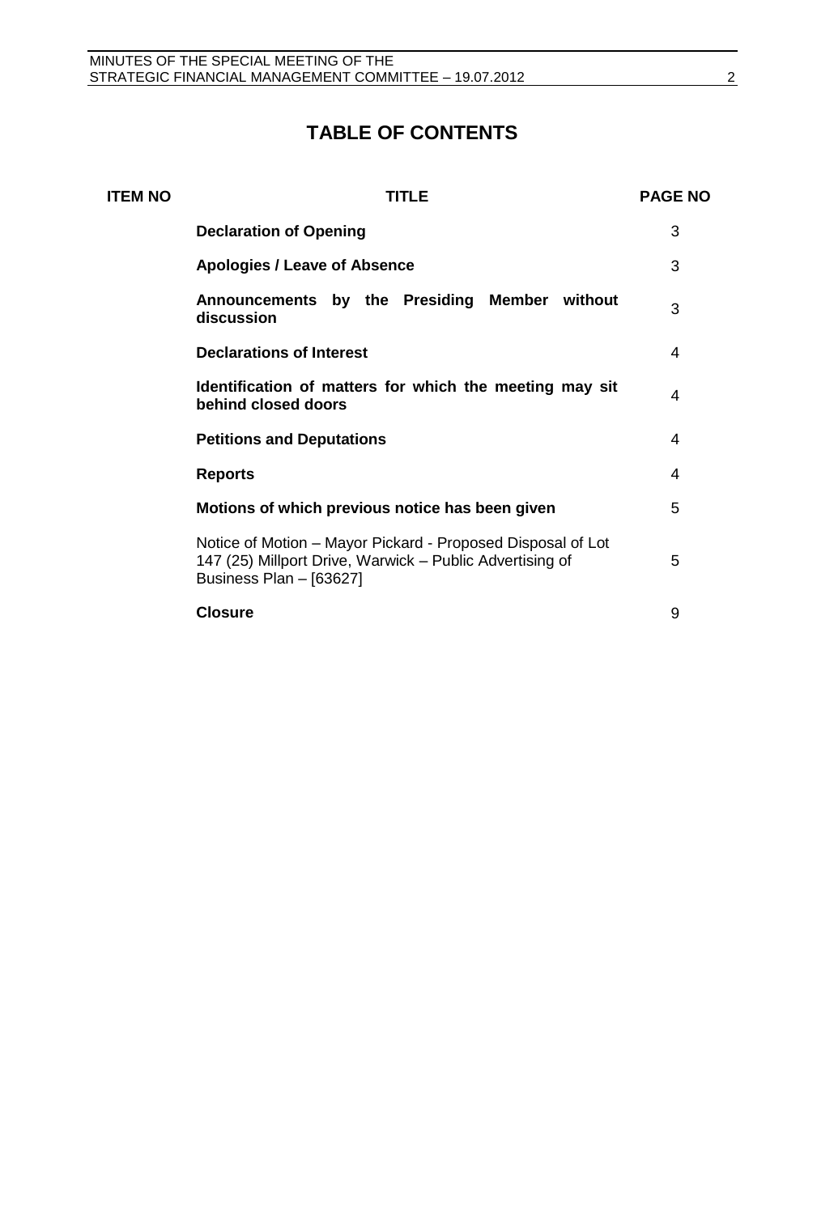# TABLE OF CONTENTS

| ITEM NO | TITLE | PAGE NO |
|---|---|---|
| | **Declaration of Opening** | 3 |
| | **Apologies / Leave of Absence** | 3 |
| | **Announcements by the Presiding Member without discussion** | 3 |
| | **Declarations of Interest** | 4 |
| | **Identification of matters for which the meeting may sit behind closed doors** | 4 |
| | **Petitions and Deputations** | 4 |
| | **Reports** | 4 |
| | **Motions of which previous notice has been given** | 5 |
| | Notice of Motion – Mayor Pickard - Proposed Disposal of Lot 147 (25) Millport Drive, Warwick – Public Advertising of Business Plan – [63627] | 5 |
| | **Closure** | 9 |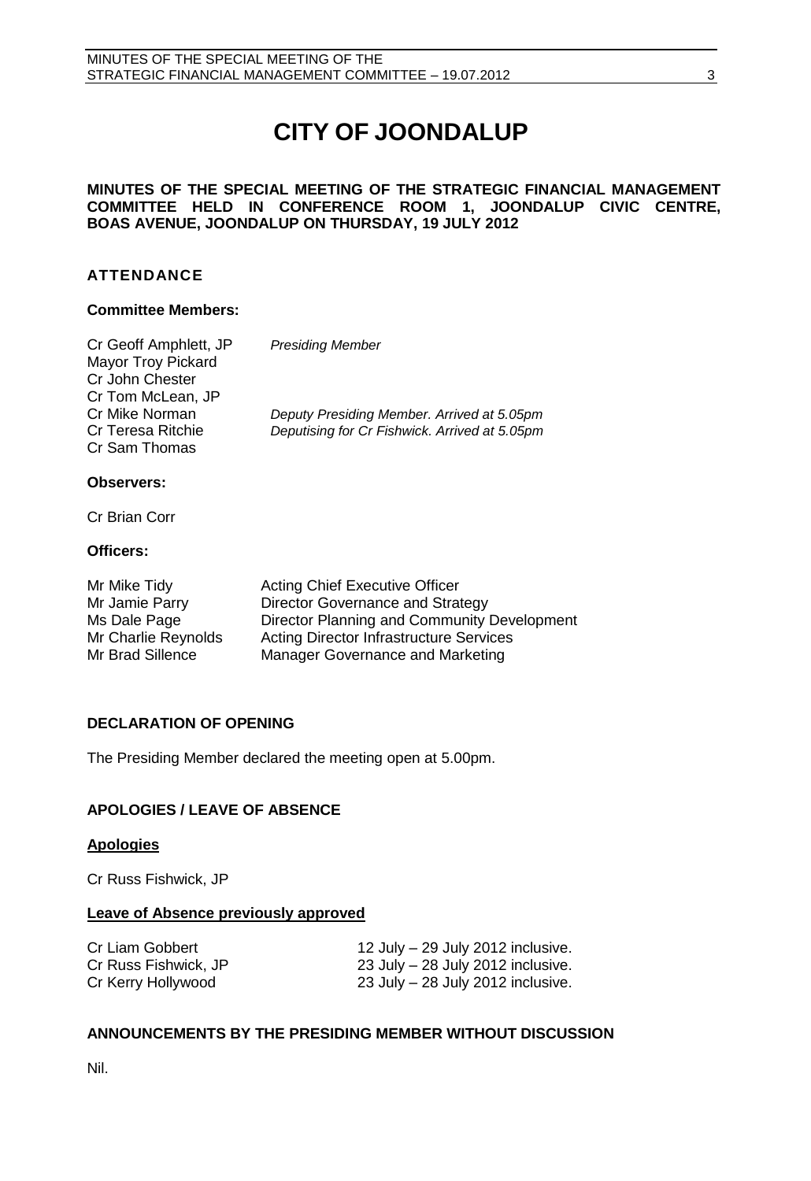# CITY OF JOONDALUP

**MINUTES OF THE SPECIAL MEETING OF THE STRATEGIC FINANCIAL MANAGEMENT COMMITTEE HELD IN CONFERENCE ROOM 1, JOONDALUP CIVIC CENTRE, BOAS AVENUE, JOONDALUP ON THURSDAY, 19 JULY 2012**

## ATTENDANCE

### Committee Members:

| | |
|---|---|
| Cr Geoff Amphlett, JP | *Presiding Member* |
| Mayor Troy Pickard | |
| Cr John Chester | |
| Cr Tom McLean, JP | |
| Cr Mike Norman | *Deputy Presiding Member. Arrived at 5.05pm* |
| Cr Teresa Ritchie | *Deputising for Cr Fishwick. Arrived at 5.05pm* |
| Cr Sam Thomas | |

### Observers:

Cr Brian Corr

### Officers:

| | |
|---|---|
| Mr Mike Tidy | Acting Chief Executive Officer |
| Mr Jamie Parry | Director Governance and Strategy |
| Ms Dale Page | Director Planning and Community Development |
| Mr Charlie Reynolds | Acting Director Infrastructure Services |
| Mr Brad Sillence | Manager Governance and Marketing |

## DECLARATION OF OPENING

The Presiding Member declared the meeting open at 5.00pm.

## APOLOGIES / LEAVE OF ABSENCE

### Apologies

Cr Russ Fishwick, JP

### Leave of Absence previously approved

| | |
|---|---|
| Cr Liam Gobbert | 12 July – 29 July 2012 inclusive. |
| Cr Russ Fishwick, JP | 23 July – 28 July 2012 inclusive. |
| Cr Kerry Hollywood | 23 July – 28 July 2012 inclusive. |

## ANNOUNCEMENTS BY THE PRESIDING MEMBER WITHOUT DISCUSSION

Nil.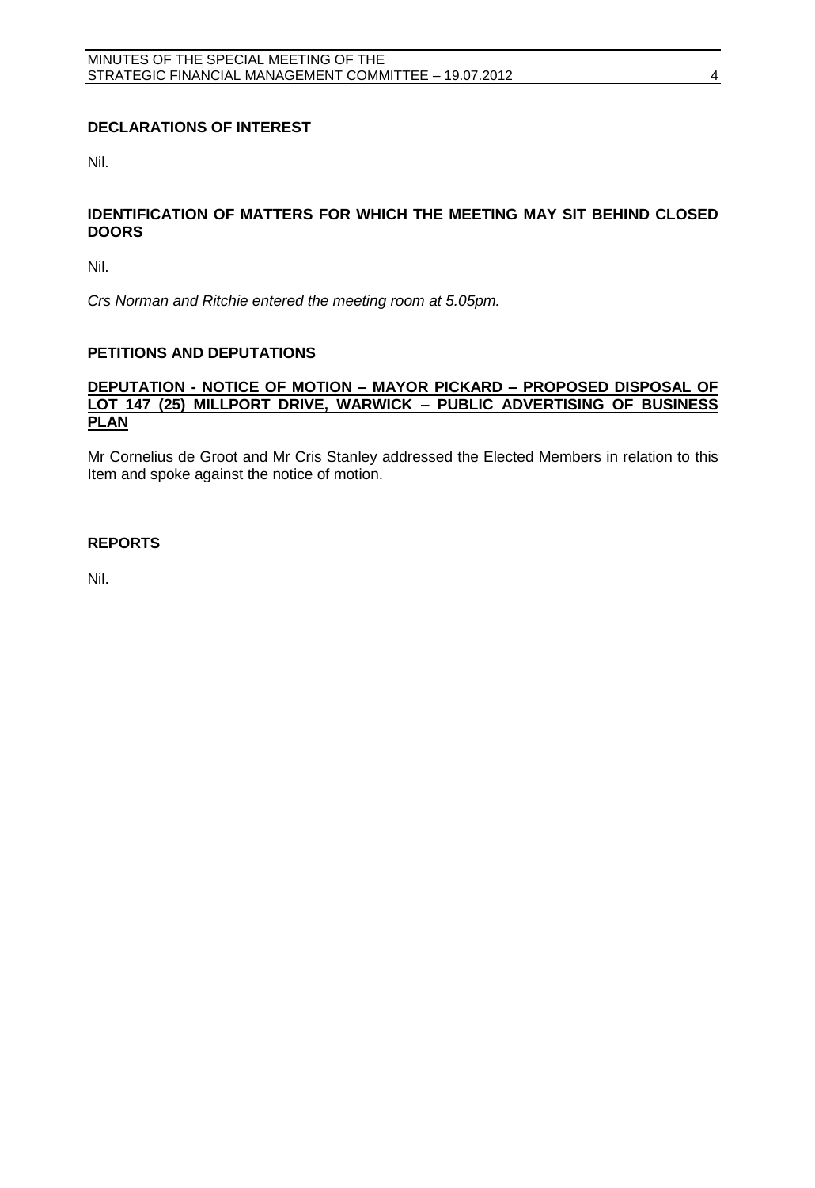## DECLARATIONS OF INTEREST

Nil.

## IDENTIFICATION OF MATTERS FOR WHICH THE MEETING MAY SIT BEHIND CLOSED DOORS

Nil.

*Crs Norman and Ritchie entered the meeting room at 5.05pm.*

## PETITIONS AND DEPUTATIONS

### DEPUTATION - NOTICE OF MOTION – MAYOR PICKARD – PROPOSED DISPOSAL OF LOT 147 (25) MILLPORT DRIVE, WARWICK – PUBLIC ADVERTISING OF BUSINESS PLAN

Mr Cornelius de Groot and Mr Cris Stanley addressed the Elected Members in relation to this Item and spoke against the notice of motion.

## REPORTS

Nil.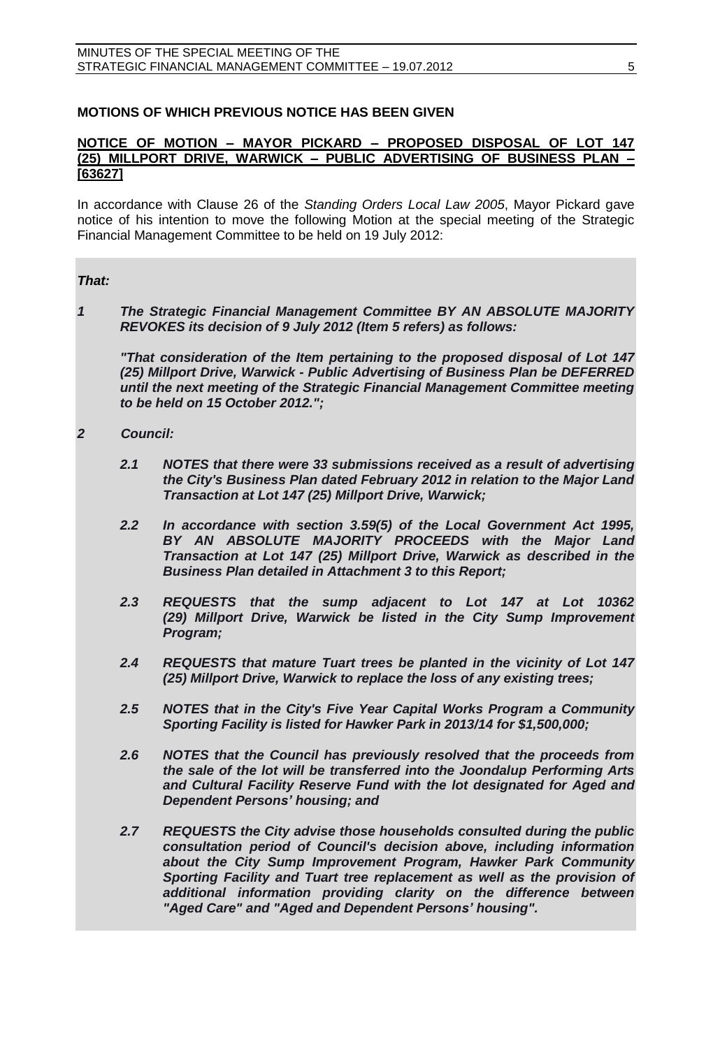**MOTIONS OF WHICH PREVIOUS NOTICE HAS BEEN GIVEN**

**NOTICE OF MOTION – MAYOR PICKARD – PROPOSED DISPOSAL OF LOT 147 (25) MILLPORT DRIVE, WARWICK – PUBLIC ADVERTISING OF BUSINESS PLAN – [63627]**

In accordance with Clause 26 of the *Standing Orders Local Law 2005*, Mayor Pickard gave notice of his intention to move the following Motion at the special meeting of the Strategic Financial Management Committee to be held on 19 July 2012:

***That:***

***1 The Strategic Financial Management Committee BY AN ABSOLUTE MAJORITY REVOKES its decision of 9 July 2012 (Item 5 refers) as follows:***

***"That consideration of the Item pertaining to the proposed disposal of Lot 147 (25) Millport Drive, Warwick - Public Advertising of Business Plan be DEFERRED until the next meeting of the Strategic Financial Management Committee meeting to be held on 15 October 2012.";***

***2 Council:***

***2.1 NOTES that there were 33 submissions received as a result of advertising the City's Business Plan dated February 2012 in relation to the Major Land Transaction at Lot 147 (25) Millport Drive, Warwick;***

***2.2 In accordance with section 3.59(5) of the Local Government Act 1995, BY AN ABSOLUTE MAJORITY PROCEEDS with the Major Land Transaction at Lot 147 (25) Millport Drive, Warwick as described in the Business Plan detailed in Attachment 3 to this Report;***

***2.3 REQUESTS that the sump adjacent to Lot 147 at Lot 10362 (29) Millport Drive, Warwick be listed in the City Sump Improvement Program;***

***2.4 REQUESTS that mature Tuart trees be planted in the vicinity of Lot 147 (25) Millport Drive, Warwick to replace the loss of any existing trees;***

***2.5 NOTES that in the City's Five Year Capital Works Program a Community Sporting Facility is listed for Hawker Park in 2013/14 for $1,500,000;***

***2.6 NOTES that the Council has previously resolved that the proceeds from the sale of the lot will be transferred into the Joondalup Performing Arts and Cultural Facility Reserve Fund with the lot designated for Aged and Dependent Persons' housing; and***

***2.7 REQUESTS the City advise those households consulted during the public consultation period of Council's decision above, including information about the City Sump Improvement Program, Hawker Park Community Sporting Facility and Tuart tree replacement as well as the provision of additional information providing clarity on the difference between "Aged Care" and "Aged and Dependent Persons' housing".***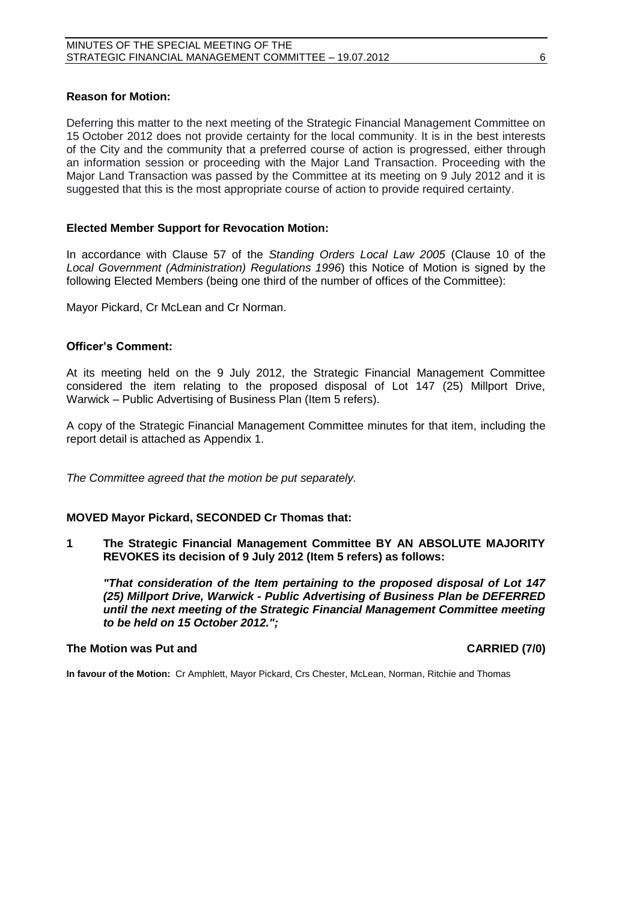**Reason for Motion:**

Deferring this matter to the next meeting of the Strategic Financial Management Committee on 15 October 2012 does not provide certainty for the local community. It is in the best interests of the City and the community that a preferred course of action is progressed, either through an information session or proceeding with the Major Land Transaction. Proceeding with the Major Land Transaction was passed by the Committee at its meeting on 9 July 2012 and it is suggested that this is the most appropriate course of action to provide required certainty.

**Elected Member Support for Revocation Motion:**

In accordance with Clause 57 of the *Standing Orders Local Law 2005* (Clause 10 of the *Local Government (Administration) Regulations 1996*) this Notice of Motion is signed by the following Elected Members (being one third of the number of offices of the Committee):

Mayor Pickard, Cr McLean and Cr Norman.

**Officer's Comment:**

At its meeting held on the 9 July 2012, the Strategic Financial Management Committee considered the item relating to the proposed disposal of Lot 147 (25) Millport Drive, Warwick – Public Advertising of Business Plan (Item 5 refers).

A copy of the Strategic Financial Management Committee minutes for that item, including the report detail is attached as Appendix 1.

*The Committee agreed that the motion be put separately.*

**MOVED Mayor Pickard, SECONDED Cr Thomas that:**

**1 The Strategic Financial Management Committee BY AN ABSOLUTE MAJORITY REVOKES its decision of 9 July 2012 (Item 5 refers) as follows:**

***"That consideration of the Item pertaining to the proposed disposal of Lot 147 (25) Millport Drive, Warwick - Public Advertising of Business Plan be DEFERRED until the next meeting of the Strategic Financial Management Committee meeting to be held on 15 October 2012.";***

**The Motion was Put and CARRIED (7/0)**

**In favour of the Motion:** Cr Amphlett, Mayor Pickard, Crs Chester, McLean, Norman, Ritchie and Thomas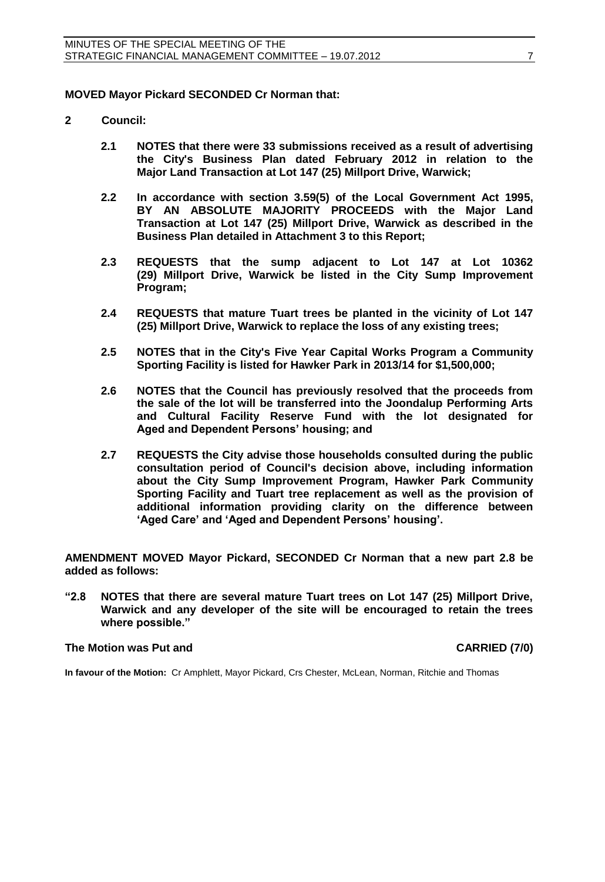**MOVED Mayor Pickard SECONDED Cr Norman that:**

**2 Council:**

**2.1 NOTES that there were 33 submissions received as a result of advertising the City's Business Plan dated February 2012 in relation to the Major Land Transaction at Lot 147 (25) Millport Drive, Warwick;**

**2.2 In accordance with section 3.59(5) of the Local Government Act 1995, BY AN ABSOLUTE MAJORITY PROCEEDS with the Major Land Transaction at Lot 147 (25) Millport Drive, Warwick as described in the Business Plan detailed in Attachment 3 to this Report;**

**2.3 REQUESTS that the sump adjacent to Lot 147 at Lot 10362 (29) Millport Drive, Warwick be listed in the City Sump Improvement Program;**

**2.4 REQUESTS that mature Tuart trees be planted in the vicinity of Lot 147 (25) Millport Drive, Warwick to replace the loss of any existing trees;**

**2.5 NOTES that in the City's Five Year Capital Works Program a Community Sporting Facility is listed for Hawker Park in 2013/14 for $1,500,000;**

**2.6 NOTES that the Council has previously resolved that the proceeds from the sale of the lot will be transferred into the Joondalup Performing Arts and Cultural Facility Reserve Fund with the lot designated for Aged and Dependent Persons' housing; and**

**2.7 REQUESTS the City advise those households consulted during the public consultation period of Council's decision above, including information about the City Sump Improvement Program, Hawker Park Community Sporting Facility and Tuart tree replacement as well as the provision of additional information providing clarity on the difference between 'Aged Care' and 'Aged and Dependent Persons' housing'.**

**AMENDMENT MOVED Mayor Pickard, SECONDED Cr Norman that a new part 2.8 be added as follows:**

**"2.8 NOTES that there are several mature Tuart trees on Lot 147 (25) Millport Drive, Warwick and any developer of the site will be encouraged to retain the trees where possible."**

**The Motion was Put and CARRIED (7/0)**

**In favour of the Motion:** Cr Amphlett, Mayor Pickard, Crs Chester, McLean, Norman, Ritchie and Thomas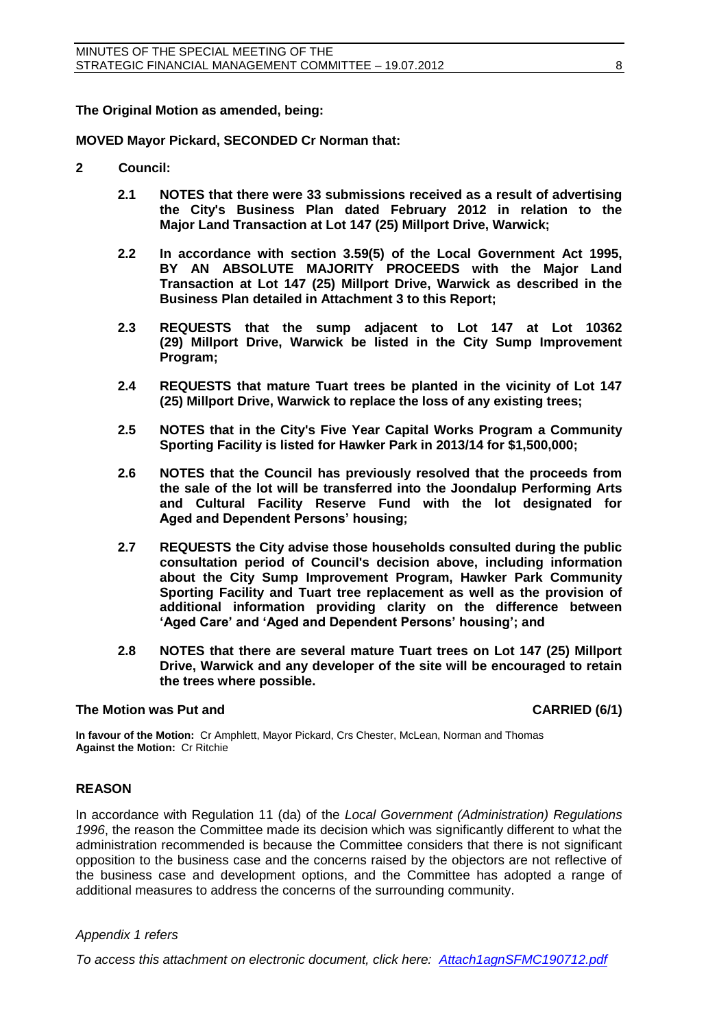**The Original Motion as amended, being:**

**MOVED Mayor Pickard, SECONDED Cr Norman that:**

**2 Council:**

**2.1 NOTES that there were 33 submissions received as a result of advertising the City's Business Plan dated February 2012 in relation to the Major Land Transaction at Lot 147 (25) Millport Drive, Warwick;**

**2.2 In accordance with section 3.59(5) of the Local Government Act 1995, BY AN ABSOLUTE MAJORITY PROCEEDS with the Major Land Transaction at Lot 147 (25) Millport Drive, Warwick as described in the Business Plan detailed in Attachment 3 to this Report;**

**2.3 REQUESTS that the sump adjacent to Lot 147 at Lot 10362 (29) Millport Drive, Warwick be listed in the City Sump Improvement Program;**

**2.4 REQUESTS that mature Tuart trees be planted in the vicinity of Lot 147 (25) Millport Drive, Warwick to replace the loss of any existing trees;**

**2.5 NOTES that in the City's Five Year Capital Works Program a Community Sporting Facility is listed for Hawker Park in 2013/14 for $1,500,000;**

**2.6 NOTES that the Council has previously resolved that the proceeds from the sale of the lot will be transferred into the Joondalup Performing Arts and Cultural Facility Reserve Fund with the lot designated for Aged and Dependent Persons' housing;**

**2.7 REQUESTS the City advise those households consulted during the public consultation period of Council's decision above, including information about the City Sump Improvement Program, Hawker Park Community Sporting Facility and Tuart tree replacement as well as the provision of additional information providing clarity on the difference between 'Aged Care' and 'Aged and Dependent Persons' housing'; and**

**2.8 NOTES that there are several mature Tuart trees on Lot 147 (25) Millport Drive, Warwick and any developer of the site will be encouraged to retain the trees where possible.**

**The Motion was Put and CARRIED (6/1)**

**In favour of the Motion:** Cr Amphlett, Mayor Pickard, Crs Chester, McLean, Norman and Thomas
**Against the Motion:** Cr Ritchie

**REASON**

In accordance with Regulation 11 (da) of the *Local Government (Administration) Regulations 1996*, the reason the Committee made its decision which was significantly different to what the administration recommended is because the Committee considers that there is not significant opposition to the business case and the concerns raised by the objectors are not reflective of the business case and development options, and the Committee has adopted a range of additional measures to address the concerns of the surrounding community.

*Appendix 1 refers*

*To access this attachment on electronic document, click here: Attach1agnSFMC190712.pdf*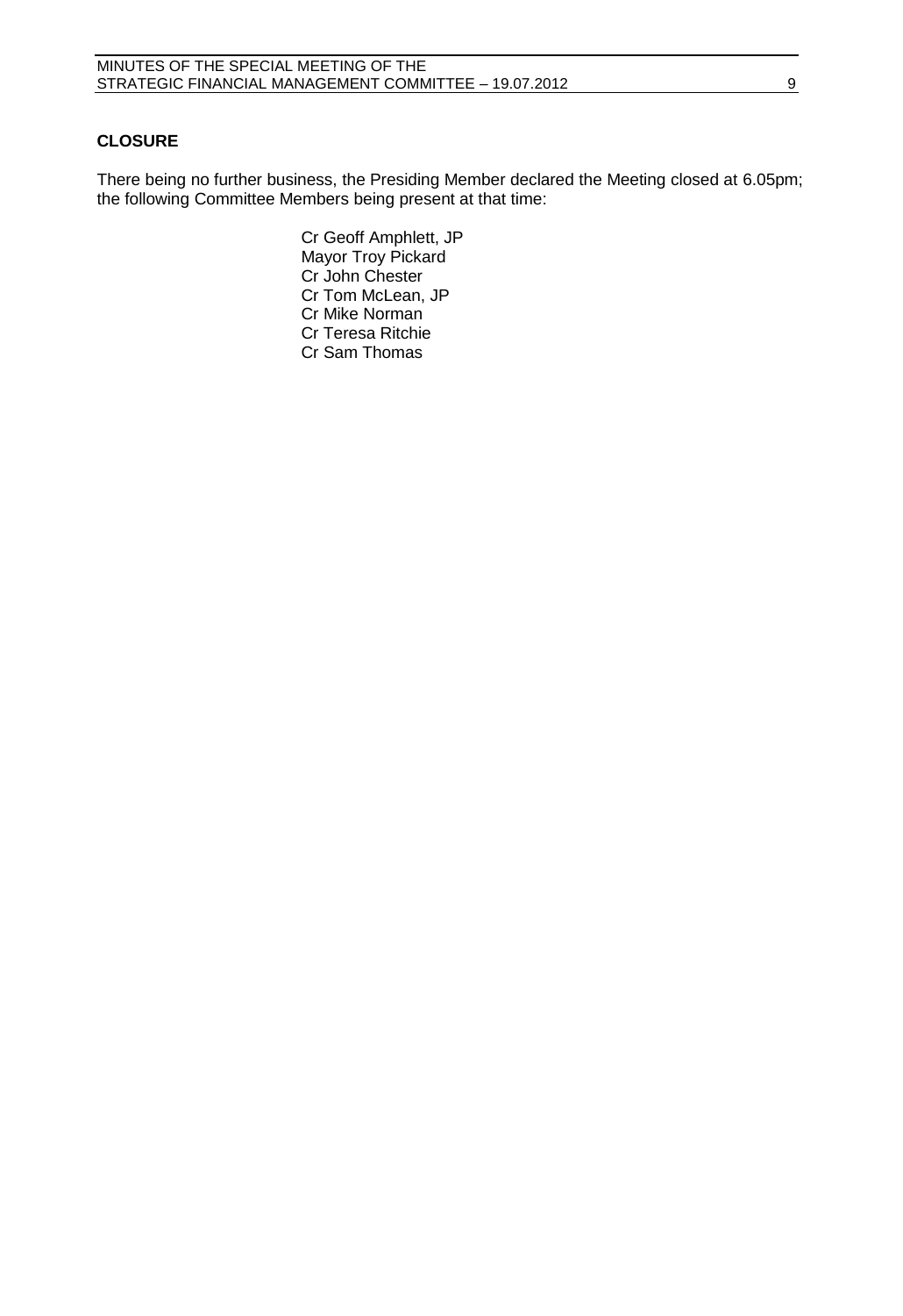## CLOSURE

There being no further business, the Presiding Member declared the Meeting closed at 6.05pm; the following Committee Members being present at that time:

Cr Geoff Amphlett, JP
Mayor Troy Pickard
Cr John Chester
Cr Tom McLean, JP
Cr Mike Norman
Cr Teresa Ritchie
Cr Sam Thomas